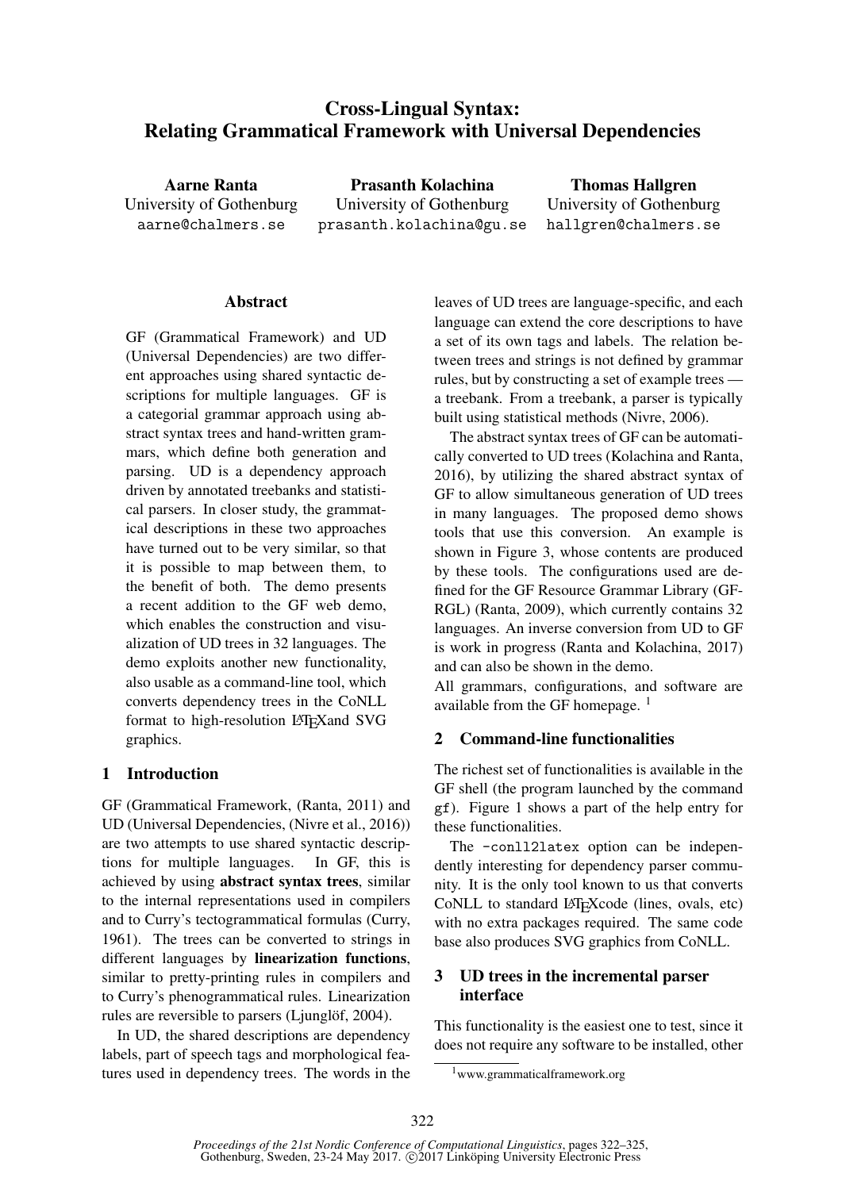# Cross-Lingual Syntax: Relating Grammatical Framework with Universal Dependencies

**Aarne Ranta**
University of Gothenburg
aarne@chalmers.se

**Prasanth Kolachina**
University of Gothenburg
prasanth.kolachina@gu.se

**Thomas Hallgren**
University of Gothenburg
hallgren@chalmers.se

## Abstract

GF (Grammatical Framework) and UD (Universal Dependencies) are two different approaches using shared syntactic descriptions for multiple languages. GF is a categorial grammar approach using abstract syntax trees and hand-written grammars, which define both generation and parsing. UD is a dependency approach driven by annotated treebanks and statistical parsers. In closer study, the grammatical descriptions in these two approaches have turned out to be very similar, so that it is possible to map between them, to the benefit of both. The demo presents a recent addition to the GF web demo, which enables the construction and visualization of UD trees in 32 languages. The demo exploits another new functionality, also usable as a command-line tool, which converts dependency trees in the CoNLL format to high-resolution LaTeXand SVG graphics.

## 1 Introduction

GF (Grammatical Framework, (Ranta, 2011) and UD (Universal Dependencies, (Nivre et al., 2016)) are two attempts to use shared syntactic descriptions for multiple languages. In GF, this is achieved by using **abstract syntax trees**, similar to the internal representations used in compilers and to Curry's tectogrammatical formulas (Curry, 1961). The trees can be converted to strings in different languages by **linearization functions**, similar to pretty-printing rules in compilers and to Curry's phenogrammatical rules. Linearization rules are reversible to parsers (Ljunglöf, 2004).

In UD, the shared descriptions are dependency labels, part of speech tags and morphological features used in dependency trees. The words in the leaves of UD trees are language-specific, and each language can extend the core descriptions to have a set of its own tags and labels. The relation between trees and strings is not defined by grammar rules, but by constructing a set of example trees — a treebank. From a treebank, a parser is typically built using statistical methods (Nivre, 2006).

The abstract syntax trees of GF can be automatically converted to UD trees (Kolachina and Ranta, 2016), by utilizing the shared abstract syntax of GF to allow simultaneous generation of UD trees in many languages. The proposed demo shows tools that use this conversion. An example is shown in Figure 3, whose contents are produced by these tools. The configurations used are defined for the GF Resource Grammar Library (GF-RGL) (Ranta, 2009), which currently contains 32 languages. An inverse conversion from UD to GF is work in progress (Ranta and Kolachina, 2017) and can also be shown in the demo.

All grammars, configurations, and software are available from the GF homepage. [1]

## 2 Command-line functionalities

The richest set of functionalities is available in the GF shell (the program launched by the command `gf`). Figure 1 shows a part of the help entry for these functionalities.

The `-conll2latex` option can be independently interesting for dependency parser community. It is the only tool known to us that converts CoNLL to standard LaTeXcode (lines, ovals, etc) with no extra packages required. The same code base also produces SVG graphics from CoNLL.

## 3 UD trees in the incremental parser interface

This functionality is the easiest one to test, since it does not require any software to be installed, other

[1] www.grammaticalframework.org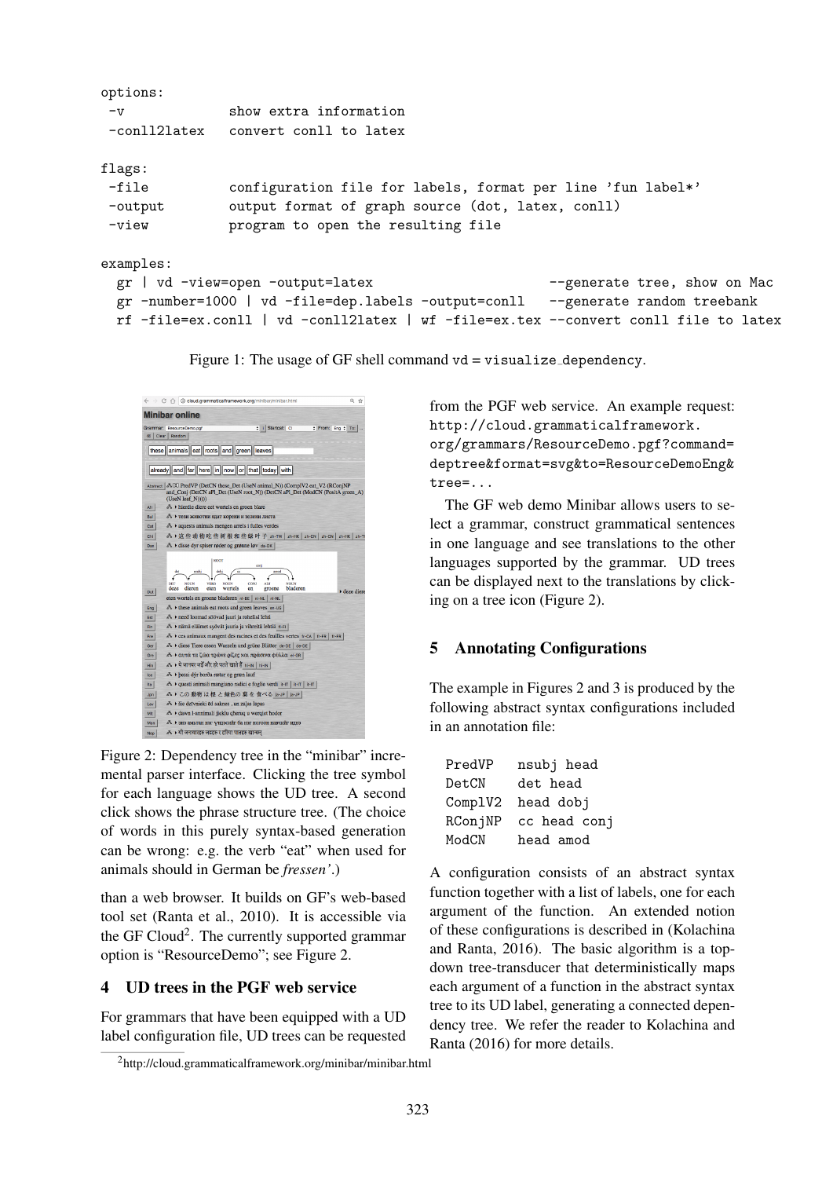```
options:
 -v              show extra information
 -conll2latex    convert conll to latex

flags:
 -file           configuration file for labels, format per line 'fun label*'
 -output         output format of graph source (dot, latex, conll)
 -view           program to open the resulting file

examples:
  gr | vd -view=open -output=latex                        --generate tree, show on Mac
  gr -number=1000 | vd -file=dep.labels -output=conll    --generate random treebank
  rf -file=ex.conll | vd -conll2latex | wf -file=ex.tex --convert conll file to latex
```

Figure 1: The usage of GF shell command vd = visualize_dependency.

Figure 2: Dependency tree in the "minibar" incremental parser interface. Clicking the tree symbol for each language shows the UD tree. A second click shows the phrase structure tree. (The choice of words in this purely syntax-based generation can be wrong: e.g. the verb "eat" when used for animals should in German be *fressen*'.)

than a web browser. It builds on GF's web-based tool set (Ranta et al., 2010). It is accessible via the GF Cloud[2]. The currently supported grammar option is "ResourceDemo"; see Figure 2.

## 4 UD trees in the PGF web service

For grammars that have been equipped with a UD label configuration file, UD trees can be requested from the PGF web service. An example request: `http://cloud.grammaticalframework.org/grammars/ResourceDemo.pgf?command=deptree&format=svg&to=ResourceDemoEng&tree=...`

The GF web demo Minibar allows users to select a grammar, construct grammatical sentences in one language and see translations to the other languages supported by the grammar. UD trees can be displayed next to the translations by clicking on a tree icon (Figure 2).

## 5 Annotating Configurations

The example in Figures 2 and 3 is produced by the following abstract syntax configurations included in an annotation file:

```
PredVP   nsubj head
DetCN    det head
ComplV2  head dobj
RConjNP  cc head conj
ModCN    head amod
```

A configuration consists of an abstract syntax function together with a list of labels, one for each argument of the function. An extended notion of these configurations is described in (Kolachina and Ranta, 2016). The basic algorithm is a top-down tree-transducer that deterministically maps each argument of a function in the abstract syntax tree to its UD label, generating a connected dependency tree. We refer the reader to Kolachina and Ranta (2016) for more details.

[2] http://cloud.grammaticalframework.org/minibar/minibar.html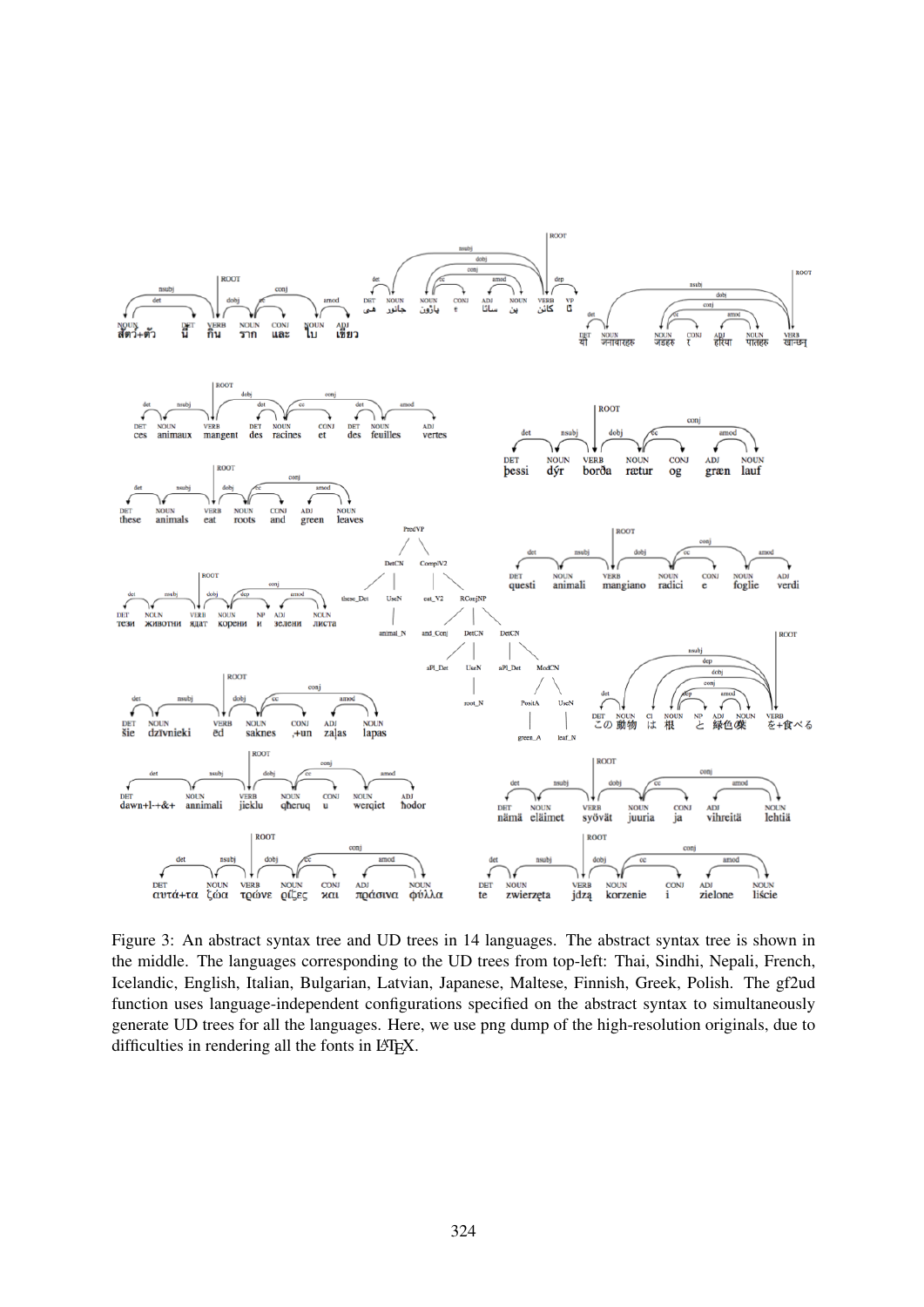Figure 3: An abstract syntax tree and UD trees in 14 languages. The abstract syntax tree is shown in the middle. The languages corresponding to the UD trees from top-left: Thai, Sindhi, Nepali, French, Icelandic, English, Italian, Bulgarian, Latvian, Japanese, Maltese, Finnish, Greek, Polish. The gf2ud function uses language-independent configurations specified on the abstract syntax to simultaneously generate UD trees for all the languages. Here, we use png dump of the high-resolution originals, due to difficulties in rendering all the fonts in LaTeX.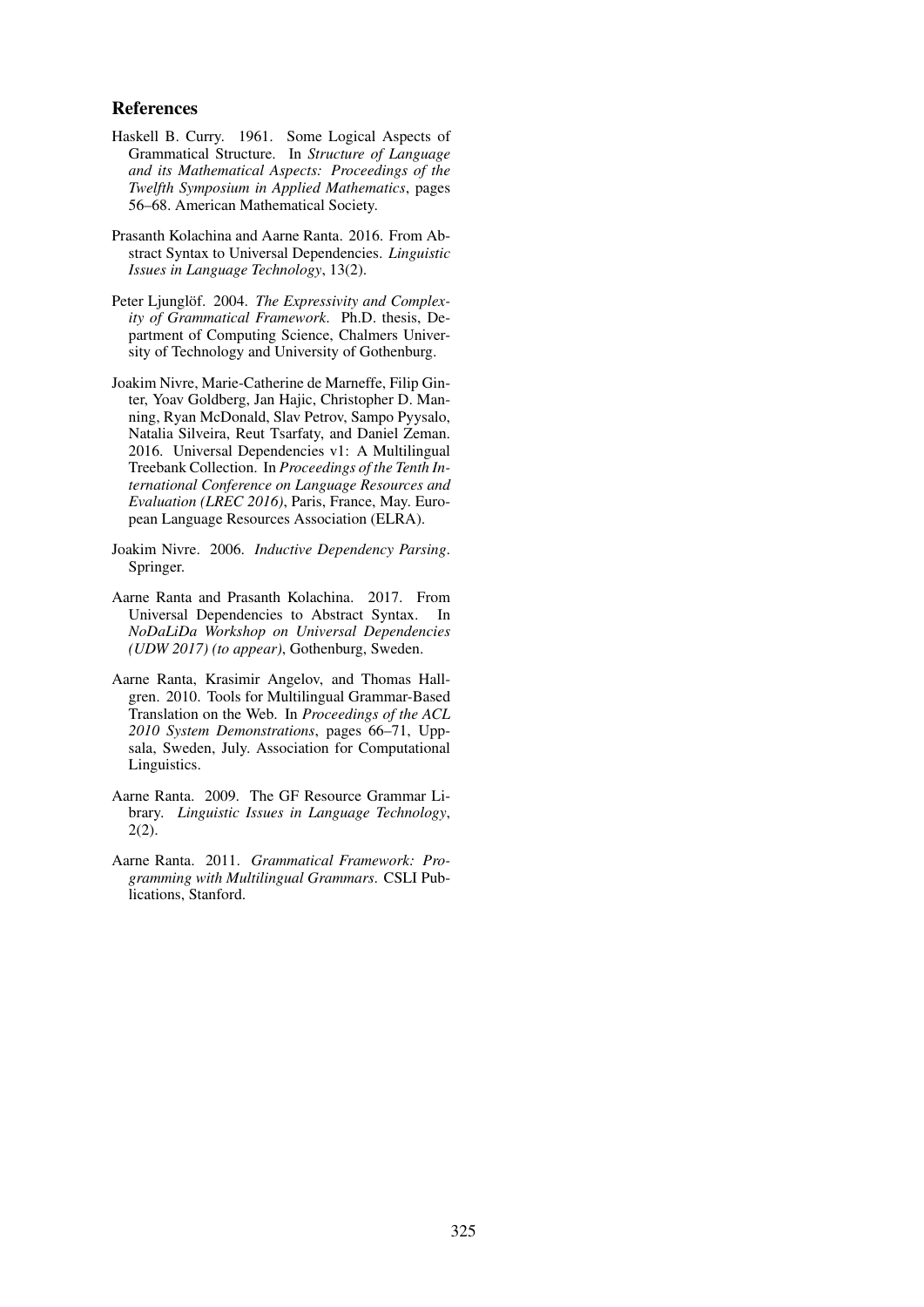## References

Haskell B. Curry. 1961. Some Logical Aspects of Grammatical Structure. In *Structure of Language and its Mathematical Aspects: Proceedings of the Twelfth Symposium in Applied Mathematics*, pages 56–68. American Mathematical Society.

Prasanth Kolachina and Aarne Ranta. 2016. From Abstract Syntax to Universal Dependencies. *Linguistic Issues in Language Technology*, 13(2).

Peter Ljunglöf. 2004. *The Expressivity and Complexity of Grammatical Framework*. Ph.D. thesis, Department of Computing Science, Chalmers University of Technology and University of Gothenburg.

Joakim Nivre, Marie-Catherine de Marneffe, Filip Ginter, Yoav Goldberg, Jan Hajic, Christopher D. Manning, Ryan McDonald, Slav Petrov, Sampo Pyysalo, Natalia Silveira, Reut Tsarfaty, and Daniel Zeman. 2016. Universal Dependencies v1: A Multilingual Treebank Collection. In *Proceedings of the Tenth International Conference on Language Resources and Evaluation (LREC 2016)*, Paris, France, May. European Language Resources Association (ELRA).

Joakim Nivre. 2006. *Inductive Dependency Parsing*. Springer.

Aarne Ranta and Prasanth Kolachina. 2017. From Universal Dependencies to Abstract Syntax. In *NoDaLiDa Workshop on Universal Dependencies (UDW 2017) (to appear)*, Gothenburg, Sweden.

Aarne Ranta, Krasimir Angelov, and Thomas Hallgren. 2010. Tools for Multilingual Grammar-Based Translation on the Web. In *Proceedings of the ACL 2010 System Demonstrations*, pages 66–71, Uppsala, Sweden, July. Association for Computational Linguistics.

Aarne Ranta. 2009. The GF Resource Grammar Library. *Linguistic Issues in Language Technology*, 2(2).

Aarne Ranta. 2011. *Grammatical Framework: Programming with Multilingual Grammars*. CSLI Publications, Stanford.